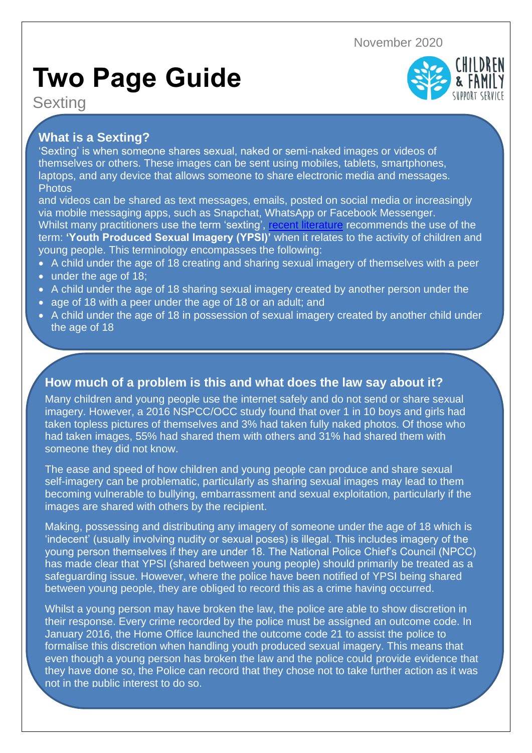November 2020

# Two Page Guide

Sexting

## What is a Sexting?

'Sexting' is when someone shares sexual, naked or semi-naked images or videos of themselves or others. These images can be sent using mobiles, tablets, smartphones, laptops, and any device that allows someone to share electronic media and messages. Photos and videos can be shared as text messages, emails, posted on social media or increasingly via mobile messaging apps, such as Snapchat, WhatsApp or Facebook Messenger.

Whilst many practitioners use the term 'sexting', recent literature recommends the use of the term: **'Youth Produced Sexual Imagery (YPSI)'** when it relates to the activity of children and young people. This terminology encompasses the following:

- A child under the age of 18 creating and sharing sexual imagery of themselves with a peer under the age of 18;
- A child under the age of 18 sharing sexual imagery created by another person under the age of 18 with a peer under the age of 18 or an adult; and
- A child under the age of 18 in possession of sexual imagery created by another child under the age of 18

## How much of a problem is this and what does the law say about it?

Many children and young people use the internet safely and do not send or share sexual imagery. However, a 2016 NSPCC/OCC study found that over 1 in 10 boys and girls had taken topless pictures of themselves and 3% had taken fully naked photos. Of those who had taken images, 55% had shared them with others and 31% had shared them with someone they did not know.

The ease and speed of how children and young people can produce and share sexual self-imagery can be problematic, particularly as sharing sexual images may lead to them becoming vulnerable to bullying, embarrassment and sexual exploitation, particularly if the images are shared with others by the recipient.

Making, possessing and distributing any imagery of someone under the age of 18 which is 'indecent' (usually involving nudity or sexual poses) is illegal. This includes imagery of the young person themselves if they are under 18. The National Police Chief's Council (NPCC) has made clear that YPSI (shared between young people) should primarily be treated as a safeguarding issue. However, where the police have been notified of YPSI being shared between young people, they are obliged to record this as a crime having occurred.

Whilst a young person may have broken the law, the police are able to show discretion in their response. Every crime recorded by the police must be assigned an outcome code. In January 2016, the Home Office launched the outcome code 21 to assist the police to formalise this discretion when handling youth produced sexual imagery. This means that even though a young person has broken the law and the police could provide evidence that they have done so, the Police can record that they chose not to take further action as it was not in the public interest to do so.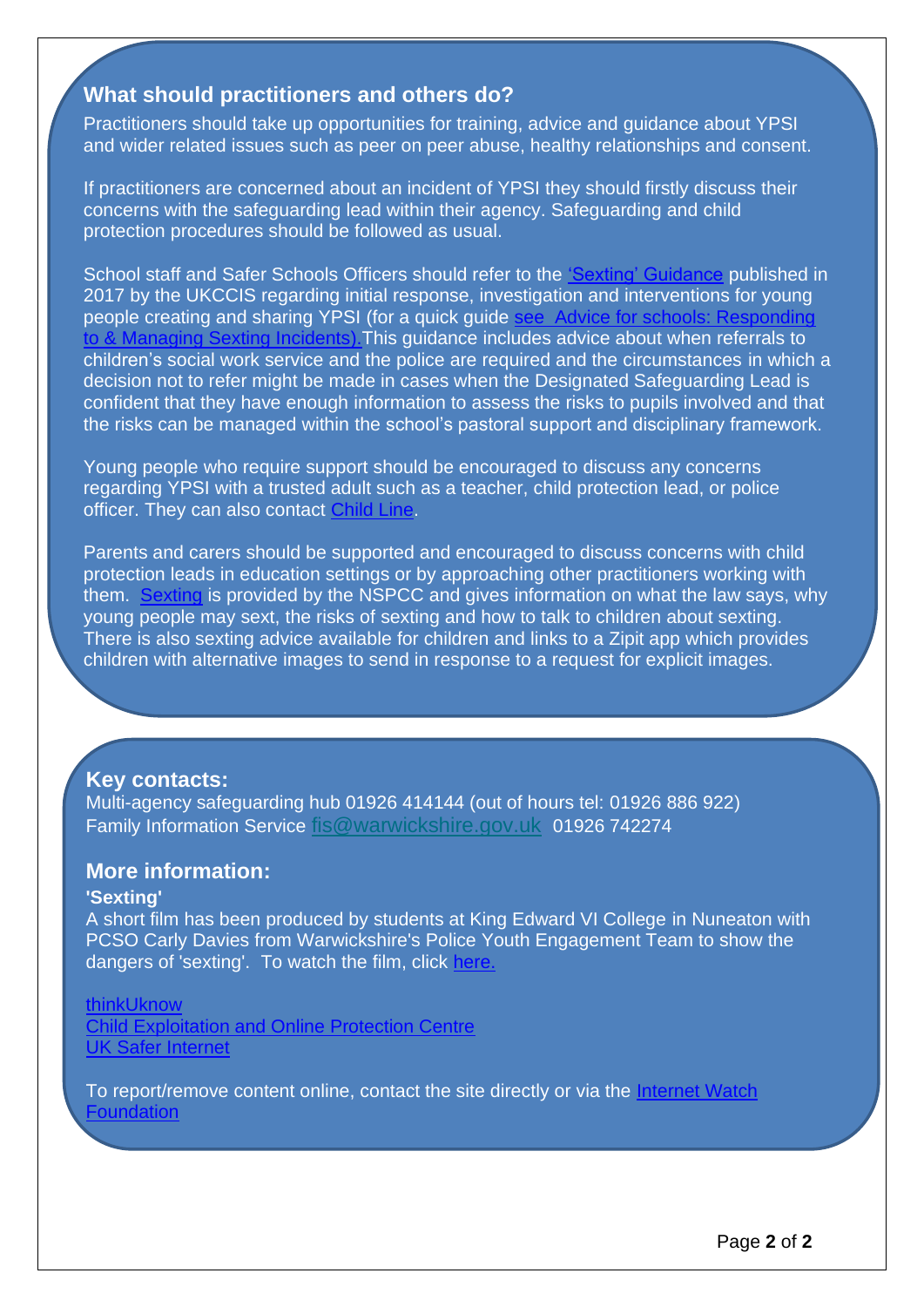## What should practitioners and others do?

Practitioners should take up opportunities for training, advice and guidance about YPSI and wider related issues such as peer on peer abuse, healthy relationships and consent.

If practitioners are concerned about an incident of YPSI they should firstly discuss their concerns with the safeguarding lead within their agency. Safeguarding and child protection procedures should be followed as usual.

School staff and Safer Schools Officers should refer to the 'Sexting' Guidance published in 2017 by the UKCCIS regarding initial response, investigation and interventions for young people creating and sharing YPSI (for a quick guide see Advice for schools: Responding to & Managing Sexting Incidents). This guidance includes advice about when referrals to children's social work service and the police are required and the circumstances in which a decision not to refer might be made in cases when the Designated Safeguarding Lead is confident that they have enough information to assess the risks to pupils involved and that the risks can be managed within the school's pastoral support and disciplinary framework.

Young people who require support should be encouraged to discuss any concerns regarding YPSI with a trusted adult such as a teacher, child protection lead, or police officer. They can also contact Child Line.

Parents and carers should be supported and encouraged to discuss concerns with child protection leads in education settings or by approaching other practitioners working with them. Sexting is provided by the NSPCC and gives information on what the law says, why young people may sext, the risks of sexting and how to talk to children about sexting. There is also sexting advice available for children and links to a Zipit app which provides children with alternative images to send in response to a request for explicit images.

## Key contacts:

Multi-agency safeguarding hub 01926 414144 (out of hours tel: 01926 886 922)
Family Information Service fis@warwickshire.gov.uk 01926 742274

## More information:

**'Sexting'**
A short film has been produced by students at King Edward VI College in Nuneaton with PCSO Carly Davies from Warwickshire's Police Youth Engagement Team to show the dangers of 'sexting'. To watch the film, click here.

thinkUknow
Child Exploitation and Online Protection Centre
UK Safer Internet

To report/remove content online, contact the site directly or via the Internet Watch Foundation